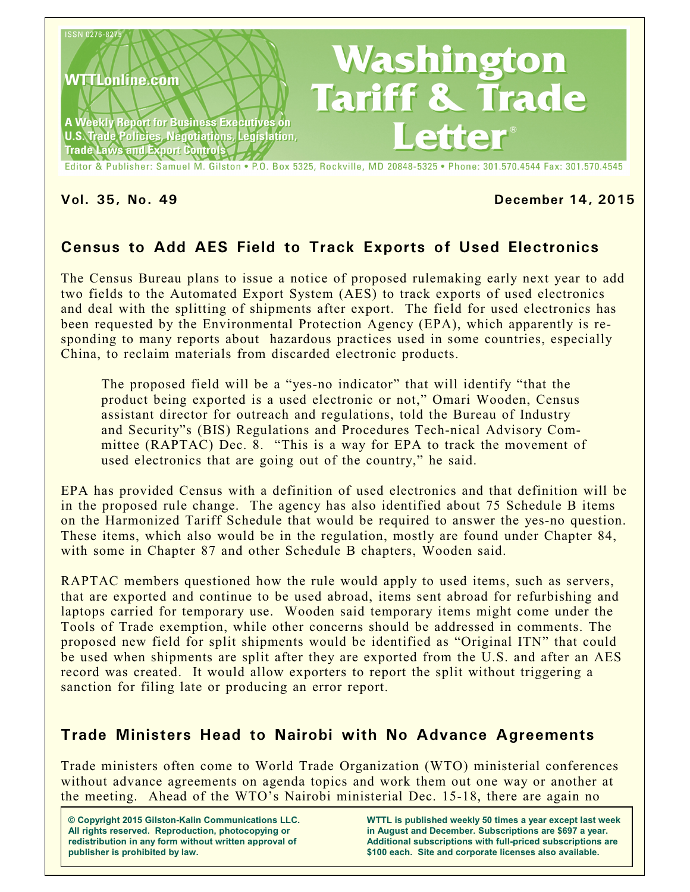ISSN 0276-8275

WTTLonline.com

A Weekly Report for Business Executives on U.S. Trade Policies, Negotiations, Legislation, Trade Laws and Export Controls

# Washington Tariff & Trade Letter®

Editor & Publisher: Samuel M. Gilston • P.O. Box 5325, Rockville, MD 20848-5325 • Phone: 301.570.4544 Fax: 301.570.4545

**Vol. 35, No. 49** **December 14, 2015**

## Census to Add AES Field to Track Exports of Used Electronics

The Census Bureau plans to issue a notice of proposed rulemaking early next year to add two fields to the Automated Export System (AES) to track exports of used electronics and deal with the splitting of shipments after export. The field for used electronics has been requested by the Environmental Protection Agency (EPA), which apparently is responding to many reports about hazardous practices used in some countries, especially China, to reclaim materials from discarded electronic products.

> The proposed field will be a "yes-no indicator" that will identify "that the product being exported is a used electronic or not," Omari Wooden, Census assistant director for outreach and regulations, told the Bureau of Industry and Security"s (BIS) Regulations and Procedures Tech-nical Advisory Committee (RAPTAC) Dec. 8. "This is a way for EPA to track the movement of used electronics that are going out of the country," he said.

EPA has provided Census with a definition of used electronics and that definition will be in the proposed rule change. The agency has also identified about 75 Schedule B items on the Harmonized Tariff Schedule that would be required to answer the yes-no question. These items, which also would be in the regulation, mostly are found under Chapter 84, with some in Chapter 87 and other Schedule B chapters, Wooden said.

RAPTAC members questioned how the rule would apply to used items, such as servers, that are exported and continue to be used abroad, items sent abroad for refurbishing and laptops carried for temporary use. Wooden said temporary items might come under the Tools of Trade exemption, while other concerns should be addressed in comments. The proposed new field for split shipments would be identified as "Original ITN" that could be used when shipments are split after they are exported from the U.S. and after an AES record was created. It would allow exporters to report the split without triggering a sanction for filing late or producing an error report.

## Trade Ministers Head to Nairobi with No Advance Agreements

Trade ministers often come to World Trade Organization (WTO) ministerial conferences without advance agreements on agenda topics and work them out one way or another at the meeting. Ahead of the WTO's Nairobi ministerial Dec. 15-18, there are again no

**© Copyright 2015 Gilston-Kalin Communications LLC. All rights reserved. Reproduction, photocopying or redistribution in any form without written approval of publisher is prohibited by law.**

**WTTL is published weekly 50 times a year except last week in August and December. Subscriptions are $697 a year. Additional subscriptions with full-priced subscriptions are $100 each. Site and corporate licenses also available.**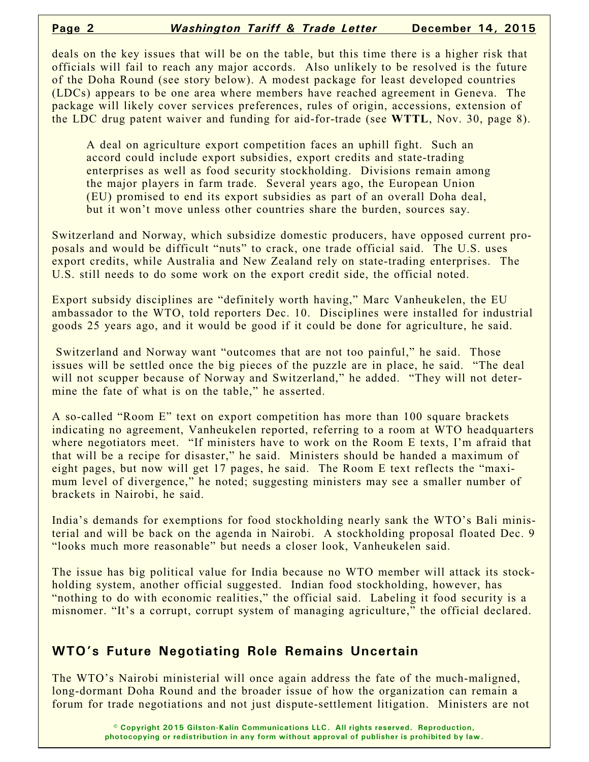deals on the key issues that will be on the table, but this time there is a higher risk that officials will fail to reach any major accords. Also unlikely to be resolved is the future of the Doha Round (see story below). A modest package for least developed countries (LDCs) appears to be one area where members have reached agreement in Geneva. The package will likely cover services preferences, rules of origin, accessions, extension of the LDC drug patent waiver and funding for aid-for-trade (see **WTTL**, Nov. 30, page 8).

A deal on agriculture export competition faces an uphill fight. Such an accord could include export subsidies, export credits and state-trading enterprises as well as food security stockholding. Divisions remain among the major players in farm trade. Several years ago, the European Union (EU) promised to end its export subsidies as part of an overall Doha deal, but it won't move unless other countries share the burden, sources say.

Switzerland and Norway, which subsidize domestic producers, have opposed current proposals and would be difficult "nuts" to crack, one trade official said. The U.S. uses export credits, while Australia and New Zealand rely on state-trading enterprises. The U.S. still needs to do some work on the export credit side, the official noted.

Export subsidy disciplines are "definitely worth having," Marc Vanheukelen, the EU ambassador to the WTO, told reporters Dec. 10. Disciplines were installed for industrial goods 25 years ago, and it would be good if it could be done for agriculture, he said.

Switzerland and Norway want "outcomes that are not too painful," he said. Those issues will be settled once the big pieces of the puzzle are in place, he said. "The deal will not scupper because of Norway and Switzerland," he added. "They will not determine the fate of what is on the table," he asserted.

A so-called "Room E" text on export competition has more than 100 square brackets indicating no agreement, Vanheukelen reported, referring to a room at WTO headquarters where negotiators meet. "If ministers have to work on the Room E texts, I'm afraid that that will be a recipe for disaster," he said. Ministers should be handed a maximum of eight pages, but now will get 17 pages, he said. The Room E text reflects the "maximum level of divergence," he noted; suggesting ministers may see a smaller number of brackets in Nairobi, he said.

India's demands for exemptions for food stockholding nearly sank the WTO's Bali ministerial and will be back on the agenda in Nairobi. A stockholding proposal floated Dec. 9 "looks much more reasonable" but needs a closer look, Vanheukelen said.

The issue has big political value for India because no WTO member will attack its stockholding system, another official suggested. Indian food stockholding, however, has "nothing to do with economic realities," the official said. Labeling it food security is a misnomer. "It's a corrupt, corrupt system of managing agriculture," the official declared.

## WTO's Future Negotiating Role Remains Uncertain

The WTO's Nairobi ministerial will once again address the fate of the much-maligned, long-dormant Doha Round and the broader issue of how the organization can remain a forum for trade negotiations and not just dispute-settlement litigation. Ministers are not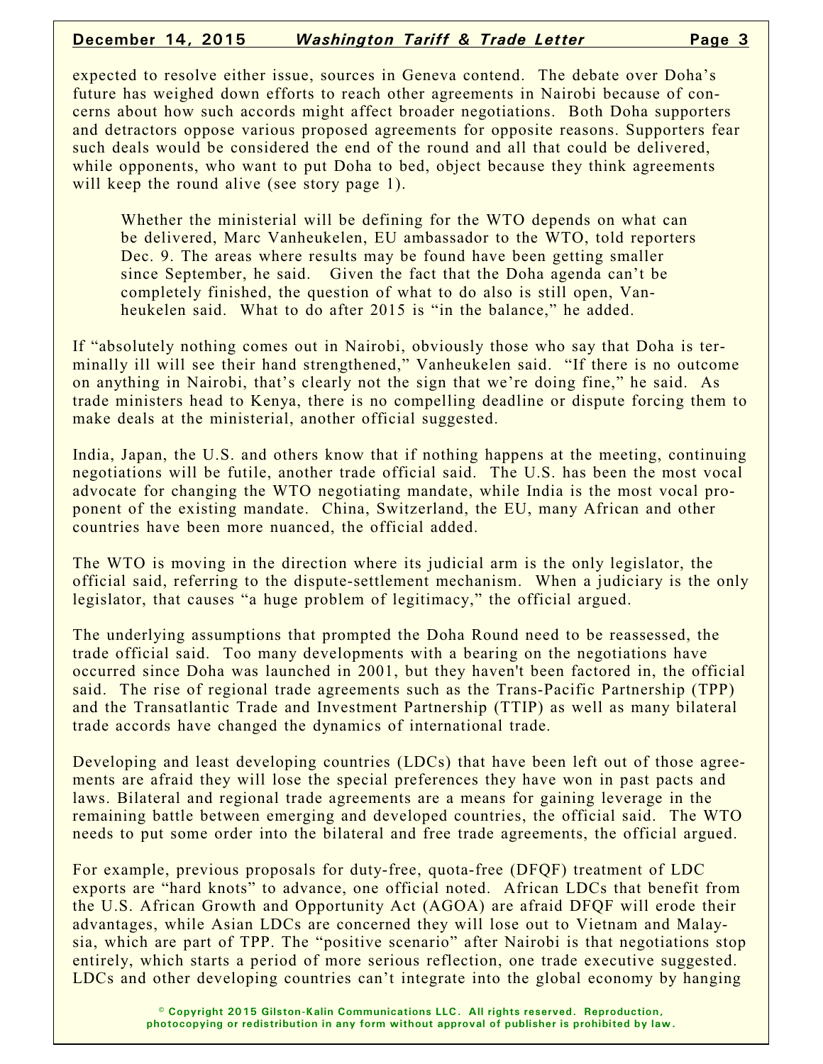expected to resolve either issue, sources in Geneva contend. The debate over Doha's future has weighed down efforts to reach other agreements in Nairobi because of concerns about how such accords might affect broader negotiations. Both Doha supporters and detractors oppose various proposed agreements for opposite reasons. Supporters fear such deals would be considered the end of the round and all that could be delivered, while opponents, who want to put Doha to bed, object because they think agreements will keep the round alive (see story page 1).

> Whether the ministerial will be defining for the WTO depends on what can be delivered, Marc Vanheukelen, EU ambassador to the WTO, told reporters Dec. 9. The areas where results may be found have been getting smaller since September, he said. Given the fact that the Doha agenda can't be completely finished, the question of what to do also is still open, Vanheukelen said. What to do after 2015 is "in the balance," he added.

If "absolutely nothing comes out in Nairobi, obviously those who say that Doha is terminally ill will see their hand strengthened," Vanheukelen said. "If there is no outcome on anything in Nairobi, that's clearly not the sign that we're doing fine," he said. As trade ministers head to Kenya, there is no compelling deadline or dispute forcing them to make deals at the ministerial, another official suggested.

India, Japan, the U.S. and others know that if nothing happens at the meeting, continuing negotiations will be futile, another trade official said. The U.S. has been the most vocal advocate for changing the WTO negotiating mandate, while India is the most vocal proponent of the existing mandate. China, Switzerland, the EU, many African and other countries have been more nuanced, the official added.

The WTO is moving in the direction where its judicial arm is the only legislator, the official said, referring to the dispute-settlement mechanism. When a judiciary is the only legislator, that causes "a huge problem of legitimacy," the official argued.

The underlying assumptions that prompted the Doha Round need to be reassessed, the trade official said. Too many developments with a bearing on the negotiations have occurred since Doha was launched in 2001, but they haven't been factored in, the official said. The rise of regional trade agreements such as the Trans-Pacific Partnership (TPP) and the Transatlantic Trade and Investment Partnership (TTIP) as well as many bilateral trade accords have changed the dynamics of international trade.

Developing and least developing countries (LDCs) that have been left out of those agreements are afraid they will lose the special preferences they have won in past pacts and laws. Bilateral and regional trade agreements are a means for gaining leverage in the remaining battle between emerging and developed countries, the official said. The WTO needs to put some order into the bilateral and free trade agreements, the official argued.

For example, previous proposals for duty-free, quota-free (DFQF) treatment of LDC exports are "hard knots" to advance, one official noted. African LDCs that benefit from the U.S. African Growth and Opportunity Act (AGOA) are afraid DFQF will erode their advantages, while Asian LDCs are concerned they will lose out to Vietnam and Malaysia, which are part of TPP. The "positive scenario" after Nairobi is that negotiations stop entirely, which starts a period of more serious reflection, one trade executive suggested. LDCs and other developing countries can't integrate into the global economy by hanging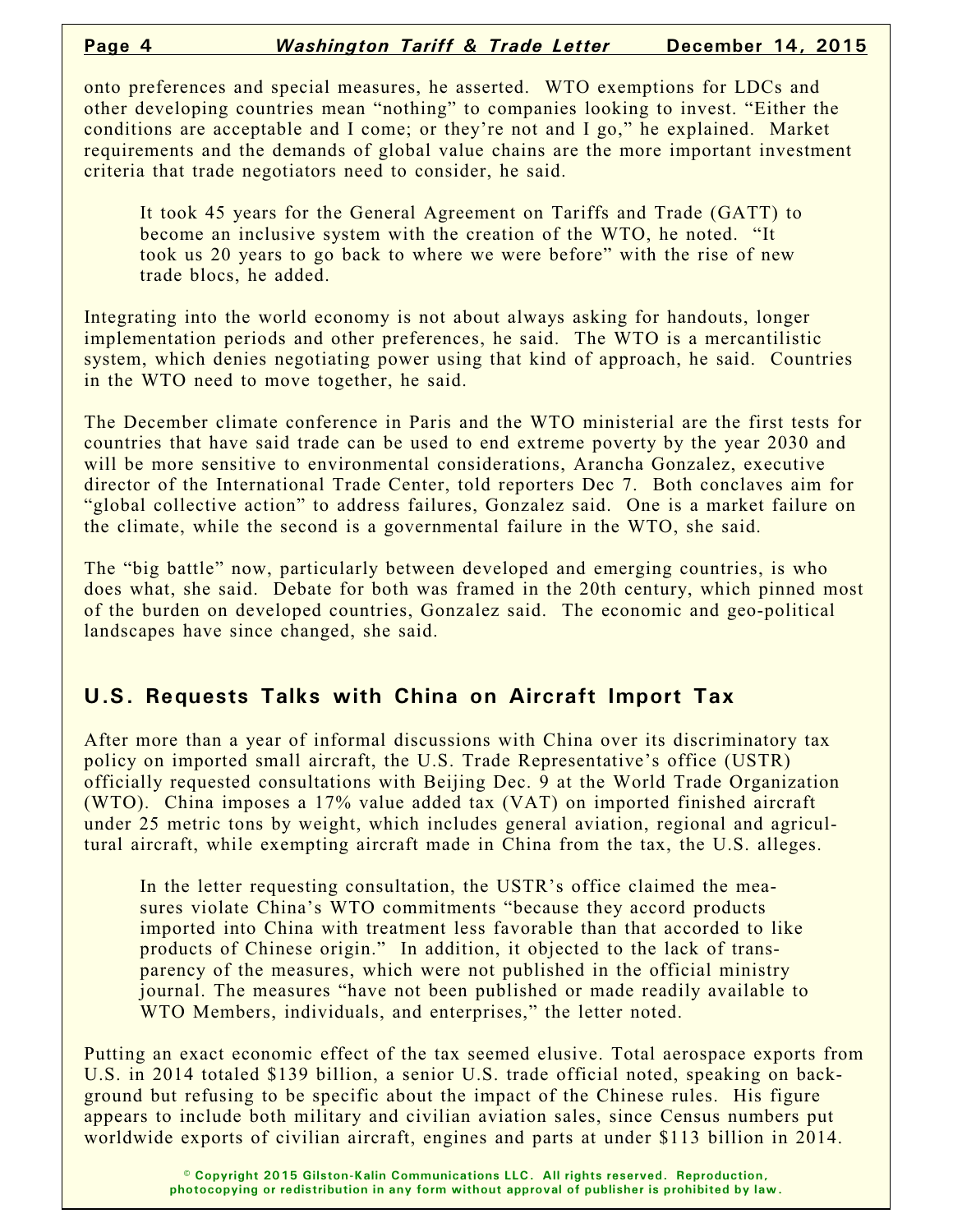onto preferences and special measures, he asserted. WTO exemptions for LDCs and other developing countries mean "nothing" to companies looking to invest. "Either the conditions are acceptable and I come; or they're not and I go," he explained. Market requirements and the demands of global value chains are the more important investment criteria that trade negotiators need to consider, he said.

> It took 45 years for the General Agreement on Tariffs and Trade (GATT) to become an inclusive system with the creation of the WTO, he noted. "It took us 20 years to go back to where we were before" with the rise of new trade blocs, he added.

Integrating into the world economy is not about always asking for handouts, longer implementation periods and other preferences, he said. The WTO is a mercantilistic system, which denies negotiating power using that kind of approach, he said. Countries in the WTO need to move together, he said.

The December climate conference in Paris and the WTO ministerial are the first tests for countries that have said trade can be used to end extreme poverty by the year 2030 and will be more sensitive to environmental considerations, Arancha Gonzalez, executive director of the International Trade Center, told reporters Dec 7. Both conclaves aim for "global collective action" to address failures, Gonzalez said. One is a market failure on the climate, while the second is a governmental failure in the WTO, she said.

The "big battle" now, particularly between developed and emerging countries, is who does what, she said. Debate for both was framed in the 20th century, which pinned most of the burden on developed countries, Gonzalez said. The economic and geo-political landscapes have since changed, she said.

## U.S. Requests Talks with China on Aircraft Import Tax

After more than a year of informal discussions with China over its discriminatory tax policy on imported small aircraft, the U.S. Trade Representative's office (USTR) officially requested consultations with Beijing Dec. 9 at the World Trade Organization (WTO). China imposes a 17% value added tax (VAT) on imported finished aircraft under 25 metric tons by weight, which includes general aviation, regional and agricultural aircraft, while exempting aircraft made in China from the tax, the U.S. alleges.

> In the letter requesting consultation, the USTR's office claimed the measures violate China's WTO commitments "because they accord products imported into China with treatment less favorable than that accorded to like products of Chinese origin." In addition, it objected to the lack of transparency of the measures, which were not published in the official ministry journal. The measures "have not been published or made readily available to WTO Members, individuals, and enterprises," the letter noted.

Putting an exact economic effect of the tax seemed elusive. Total aerospace exports from U.S. in 2014 totaled $139 billion, a senior U.S. trade official noted, speaking on background but refusing to be specific about the impact of the Chinese rules. His figure appears to include both military and civilian aviation sales, since Census numbers put worldwide exports of civilian aircraft, engines and parts at under $113 billion in 2014.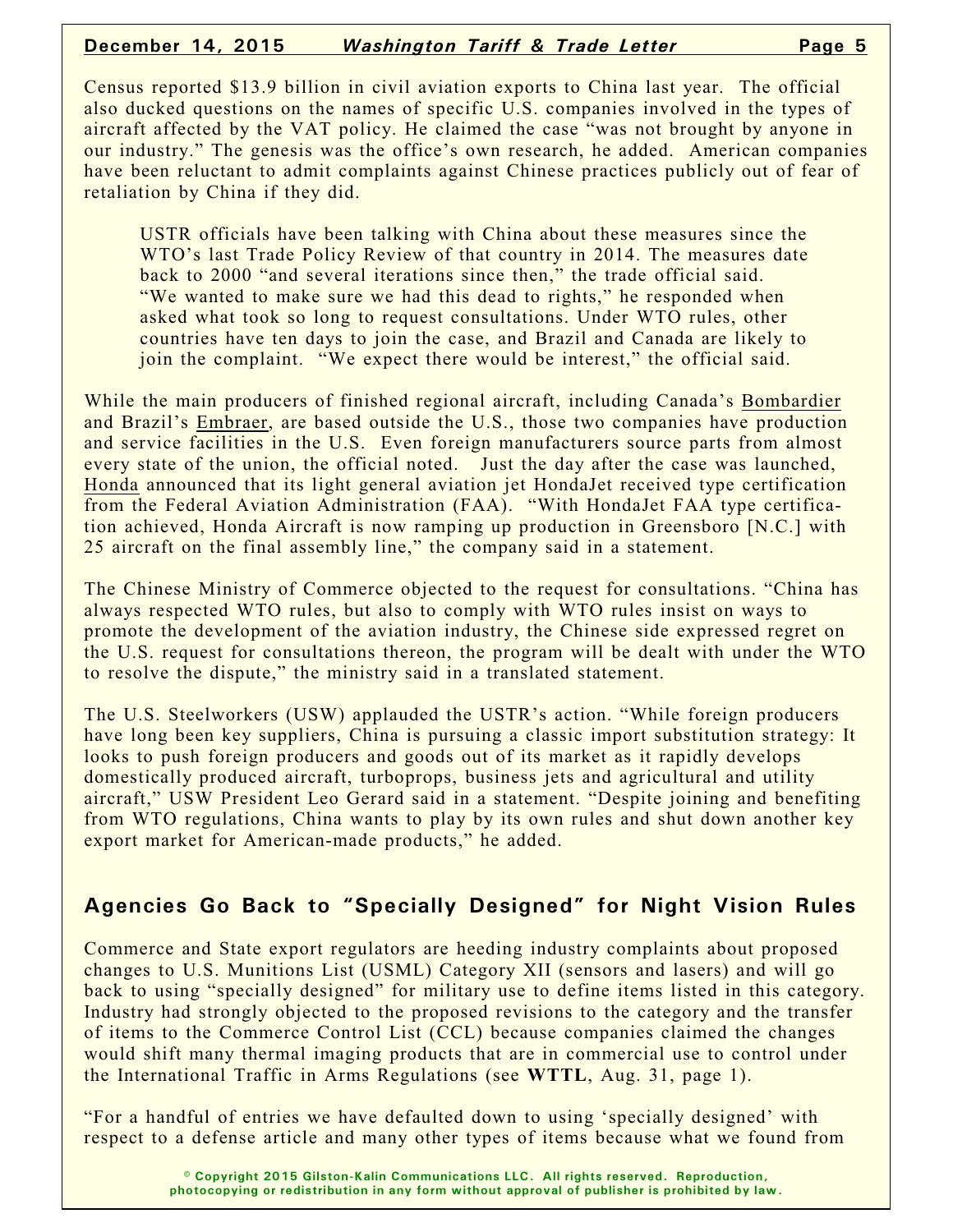Census reported $13.9 billion in civil aviation exports to China last year. The official also ducked questions on the names of specific U.S. companies involved in the types of aircraft affected by the VAT policy. He claimed the case "was not brought by anyone in our industry." The genesis was the office's own research, he added. American companies have been reluctant to admit complaints against Chinese practices publicly out of fear of retaliation by China if they did.

USTR officials have been talking with China about these measures since the WTO's last Trade Policy Review of that country in 2014. The measures date back to 2000 "and several iterations since then," the trade official said. "We wanted to make sure we had this dead to rights," he responded when asked what took so long to request consultations. Under WTO rules, other countries have ten days to join the case, and Brazil and Canada are likely to join the complaint. "We expect there would be interest," the official said.

While the main producers of finished regional aircraft, including Canada's Bombardier and Brazil's Embraer, are based outside the U.S., those two companies have production and service facilities in the U.S. Even foreign manufacturers source parts from almost every state of the union, the official noted. Just the day after the case was launched, Honda announced that its light general aviation jet HondaJet received type certification from the Federal Aviation Administration (FAA). "With HondaJet FAA type certification achieved, Honda Aircraft is now ramping up production in Greensboro [N.C.] with 25 aircraft on the final assembly line," the company said in a statement.

The Chinese Ministry of Commerce objected to the request for consultations. "China has always respected WTO rules, but also to comply with WTO rules insist on ways to promote the development of the aviation industry, the Chinese side expressed regret on the U.S. request for consultations thereon, the program will be dealt with under the WTO to resolve the dispute," the ministry said in a translated statement.

The U.S. Steelworkers (USW) applauded the USTR's action. "While foreign producers have long been key suppliers, China is pursuing a classic import substitution strategy: It looks to push foreign producers and goods out of its market as it rapidly develops domestically produced aircraft, turboprops, business jets and agricultural and utility aircraft," USW President Leo Gerard said in a statement. "Despite joining and benefiting from WTO regulations, China wants to play by its own rules and shut down another key export market for American-made products," he added.

## Agencies Go Back to "Specially Designed" for Night Vision Rules

Commerce and State export regulators are heeding industry complaints about proposed changes to U.S. Munitions List (USML) Category XII (sensors and lasers) and will go back to using "specially designed" for military use to define items listed in this category. Industry had strongly objected to the proposed revisions to the category and the transfer of items to the Commerce Control List (CCL) because companies claimed the changes would shift many thermal imaging products that are in commercial use to control under the International Traffic in Arms Regulations (see **WTTL**, Aug. 31, page 1).

"For a handful of entries we have defaulted down to using 'specially designed' with respect to a defense article and many other types of items because what we found from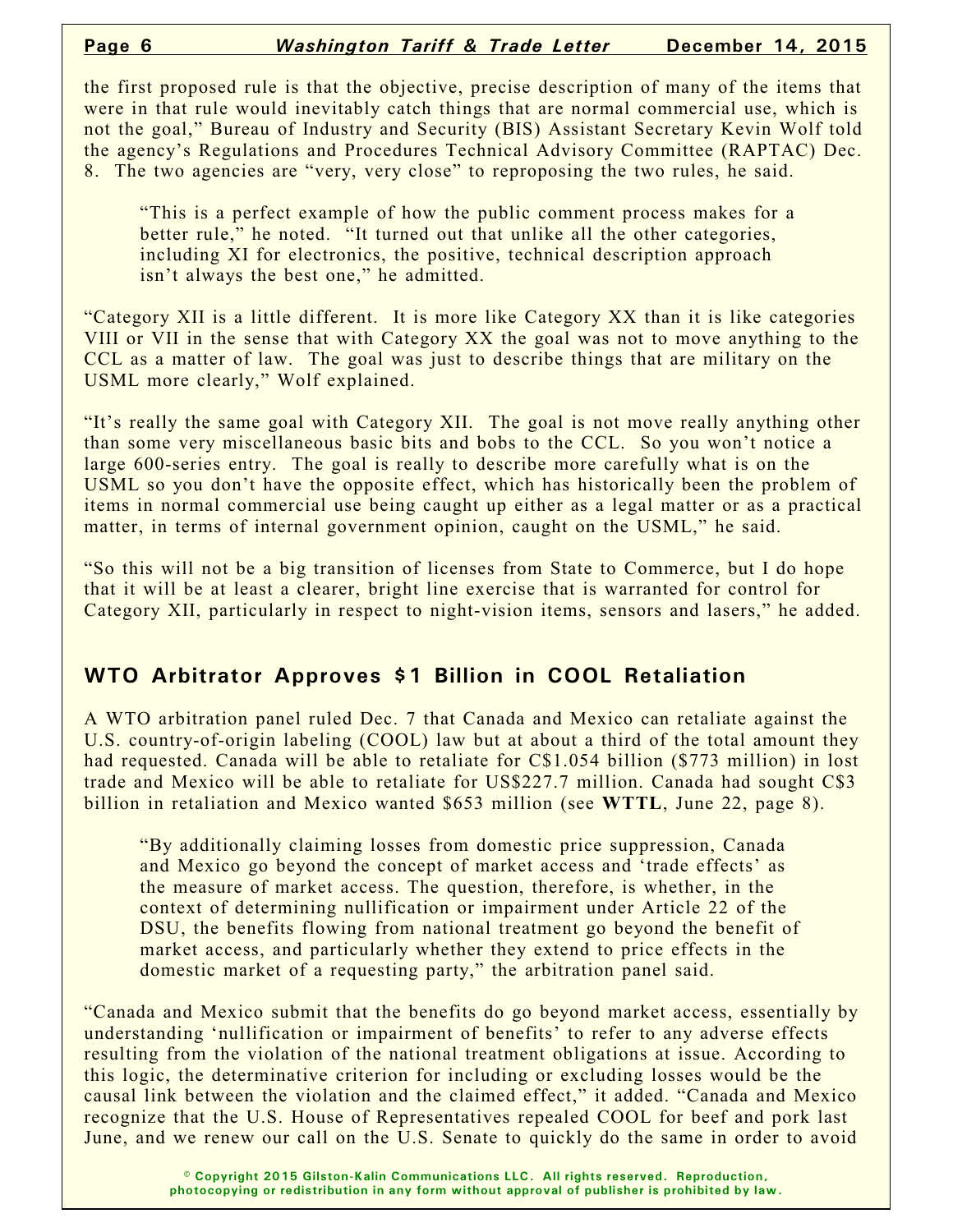the first proposed rule is that the objective, precise description of many of the items that were in that rule would inevitably catch things that are normal commercial use, which is not the goal," Bureau of Industry and Security (BIS) Assistant Secretary Kevin Wolf told the agency's Regulations and Procedures Technical Advisory Committee (RAPTAC) Dec. 8. The two agencies are "very, very close" to reproposing the two rules, he said.

> "This is a perfect example of how the public comment process makes for a better rule," he noted. "It turned out that unlike all the other categories, including XI for electronics, the positive, technical description approach isn't always the best one," he admitted.

"Category XII is a little different. It is more like Category XX than it is like categories VIII or VII in the sense that with Category XX the goal was not to move anything to the CCL as a matter of law. The goal was just to describe things that are military on the USML more clearly," Wolf explained.

"It's really the same goal with Category XII. The goal is not move really anything other than some very miscellaneous basic bits and bobs to the CCL. So you won't notice a large 600-series entry. The goal is really to describe more carefully what is on the USML so you don't have the opposite effect, which has historically been the problem of items in normal commercial use being caught up either as a legal matter or as a practical matter, in terms of internal government opinion, caught on the USML," he said.

"So this will not be a big transition of licenses from State to Commerce, but I do hope that it will be at least a clearer, bright line exercise that is warranted for control for Category XII, particularly in respect to night-vision items, sensors and lasers," he added.

## WTO Arbitrator Approves $1 Billion in COOL Retaliation

A WTO arbitration panel ruled Dec. 7 that Canada and Mexico can retaliate against the U.S. country-of-origin labeling (COOL) law but at about a third of the total amount they had requested. Canada will be able to retaliate for C$1.054 billion ($773 million) in lost trade and Mexico will be able to retaliate for US$227.7 million. Canada had sought C$3 billion in retaliation and Mexico wanted $653 million (see **WTTL**, June 22, page 8).

> "By additionally claiming losses from domestic price suppression, Canada and Mexico go beyond the concept of market access and 'trade effects' as the measure of market access. The question, therefore, is whether, in the context of determining nullification or impairment under Article 22 of the DSU, the benefits flowing from national treatment go beyond the benefit of market access, and particularly whether they extend to price effects in the domestic market of a requesting party," the arbitration panel said.

"Canada and Mexico submit that the benefits do go beyond market access, essentially by understanding 'nullification or impairment of benefits' to refer to any adverse effects resulting from the violation of the national treatment obligations at issue. According to this logic, the determinative criterion for including or excluding losses would be the causal link between the violation and the claimed effect," it added. "Canada and Mexico recognize that the U.S. House of Representatives repealed COOL for beef and pork last June, and we renew our call on the U.S. Senate to quickly do the same in order to avoid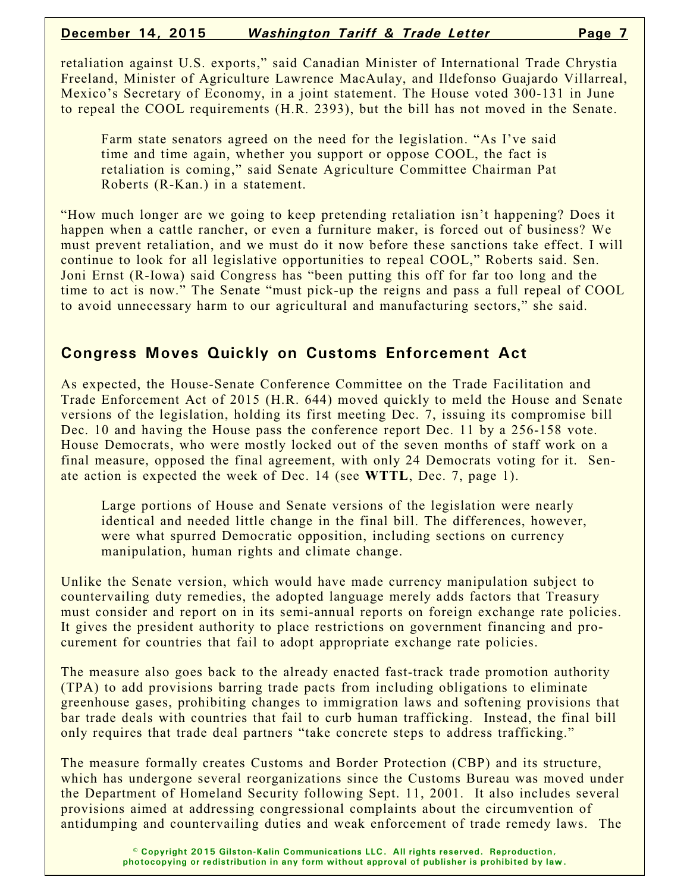retaliation against U.S. exports," said Canadian Minister of International Trade Chrystia Freeland, Minister of Agriculture Lawrence MacAulay, and Ildefonso Guajardo Villarreal, Mexico's Secretary of Economy, in a joint statement. The House voted 300-131 in June to repeal the COOL requirements (H.R. 2393), but the bill has not moved in the Senate.

Farm state senators agreed on the need for the legislation. "As I've said time and time again, whether you support or oppose COOL, the fact is retaliation is coming," said Senate Agriculture Committee Chairman Pat Roberts (R-Kan.) in a statement.

"How much longer are we going to keep pretending retaliation isn't happening? Does it happen when a cattle rancher, or even a furniture maker, is forced out of business? We must prevent retaliation, and we must do it now before these sanctions take effect. I will continue to look for all legislative opportunities to repeal COOL," Roberts said. Sen. Joni Ernst (R-Iowa) said Congress has "been putting this off for far too long and the time to act is now." The Senate "must pick-up the reigns and pass a full repeal of COOL to avoid unnecessary harm to our agricultural and manufacturing sectors," she said.

## Congress Moves Quickly on Customs Enforcement Act

As expected, the House-Senate Conference Committee on the Trade Facilitation and Trade Enforcement Act of 2015 (H.R. 644) moved quickly to meld the House and Senate versions of the legislation, holding its first meeting Dec. 7, issuing its compromise bill Dec. 10 and having the House pass the conference report Dec. 11 by a 256-158 vote. House Democrats, who were mostly locked out of the seven months of staff work on a final measure, opposed the final agreement, with only 24 Democrats voting for it. Senate action is expected the week of Dec. 14 (see **WTTL**, Dec. 7, page 1).

Large portions of House and Senate versions of the legislation were nearly identical and needed little change in the final bill. The differences, however, were what spurred Democratic opposition, including sections on currency manipulation, human rights and climate change.

Unlike the Senate version, which would have made currency manipulation subject to countervailing duty remedies, the adopted language merely adds factors that Treasury must consider and report on in its semi-annual reports on foreign exchange rate policies. It gives the president authority to place restrictions on government financing and procurement for countries that fail to adopt appropriate exchange rate policies.

The measure also goes back to the already enacted fast-track trade promotion authority (TPA) to add provisions barring trade pacts from including obligations to eliminate greenhouse gases, prohibiting changes to immigration laws and softening provisions that bar trade deals with countries that fail to curb human trafficking. Instead, the final bill only requires that trade deal partners "take concrete steps to address trafficking."

The measure formally creates Customs and Border Protection (CBP) and its structure, which has undergone several reorganizations since the Customs Bureau was moved under the Department of Homeland Security following Sept. 11, 2001. It also includes several provisions aimed at addressing congressional complaints about the circumvention of antidumping and countervailing duties and weak enforcement of trade remedy laws. The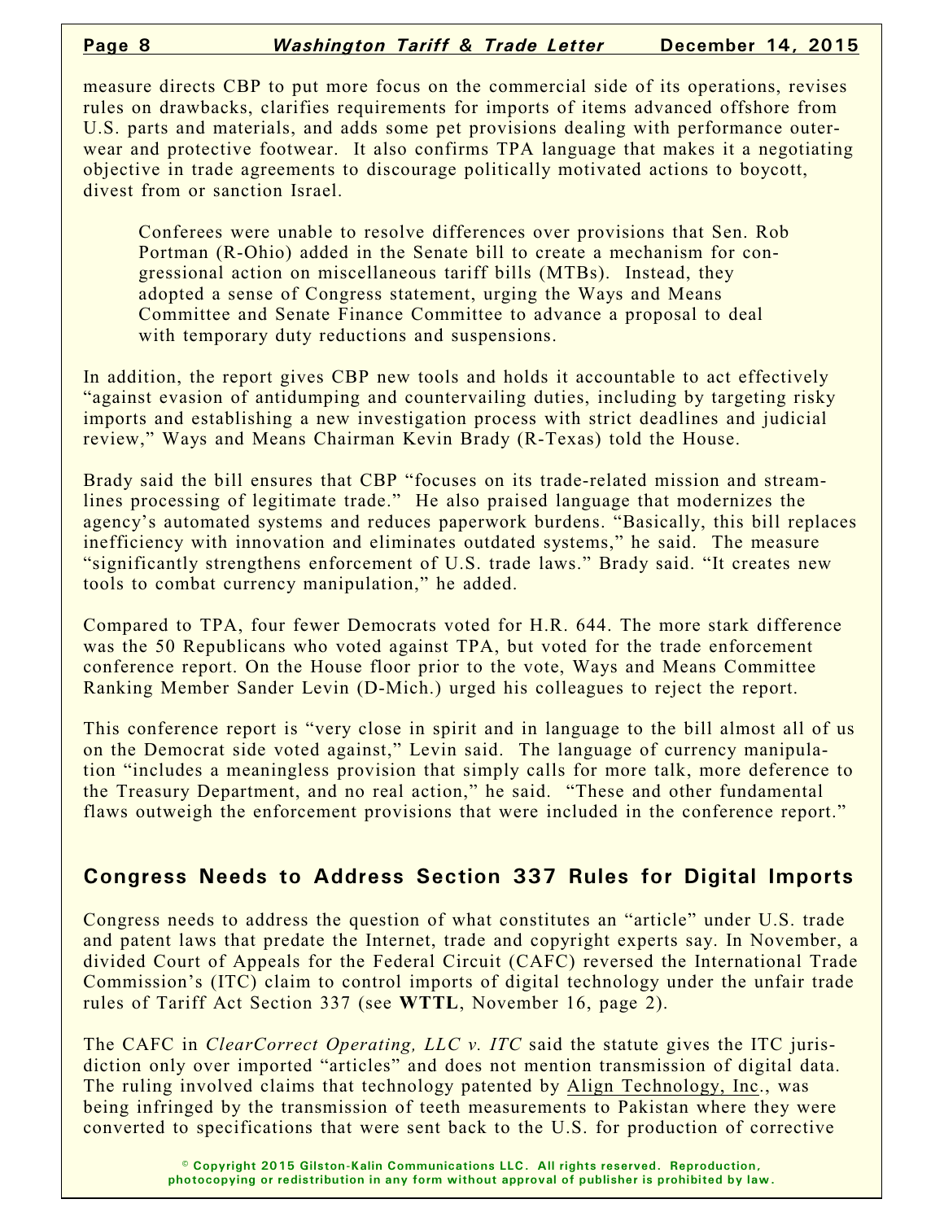measure directs CBP to put more focus on the commercial side of its operations, revises rules on drawbacks, clarifies requirements for imports of items advanced offshore from U.S. parts and materials, and adds some pet provisions dealing with performance outerwear and protective footwear. It also confirms TPA language that makes it a negotiating objective in trade agreements to discourage politically motivated actions to boycott, divest from or sanction Israel.

> Conferees were unable to resolve differences over provisions that Sen. Rob Portman (R-Ohio) added in the Senate bill to create a mechanism for congressional action on miscellaneous tariff bills (MTBs). Instead, they adopted a sense of Congress statement, urging the Ways and Means Committee and Senate Finance Committee to advance a proposal to deal with temporary duty reductions and suspensions.

In addition, the report gives CBP new tools and holds it accountable to act effectively "against evasion of antidumping and countervailing duties, including by targeting risky imports and establishing a new investigation process with strict deadlines and judicial review," Ways and Means Chairman Kevin Brady (R-Texas) told the House.

Brady said the bill ensures that CBP "focuses on its trade-related mission and streamlines processing of legitimate trade." He also praised language that modernizes the agency's automated systems and reduces paperwork burdens. "Basically, this bill replaces inefficiency with innovation and eliminates outdated systems," he said. The measure "significantly strengthens enforcement of U.S. trade laws." Brady said. "It creates new tools to combat currency manipulation," he added.

Compared to TPA, four fewer Democrats voted for H.R. 644. The more stark difference was the 50 Republicans who voted against TPA, but voted for the trade enforcement conference report. On the House floor prior to the vote, Ways and Means Committee Ranking Member Sander Levin (D-Mich.) urged his colleagues to reject the report.

This conference report is "very close in spirit and in language to the bill almost all of us on the Democrat side voted against," Levin said. The language of currency manipulation "includes a meaningless provision that simply calls for more talk, more deference to the Treasury Department, and no real action," he said. "These and other fundamental flaws outweigh the enforcement provisions that were included in the conference report."

## Congress Needs to Address Section 337 Rules for Digital Imports

Congress needs to address the question of what constitutes an "article" under U.S. trade and patent laws that predate the Internet, trade and copyright experts say. In November, a divided Court of Appeals for the Federal Circuit (CAFC) reversed the International Trade Commission's (ITC) claim to control imports of digital technology under the unfair trade rules of Tariff Act Section 337 (see **WTTL**, November 16, page 2).

The CAFC in *ClearCorrect Operating, LLC v. ITC* said the statute gives the ITC jurisdiction only over imported "articles" and does not mention transmission of digital data. The ruling involved claims that technology patented by Align Technology, Inc., was being infringed by the transmission of teeth measurements to Pakistan where they were converted to specifications that were sent back to the U.S. for production of corrective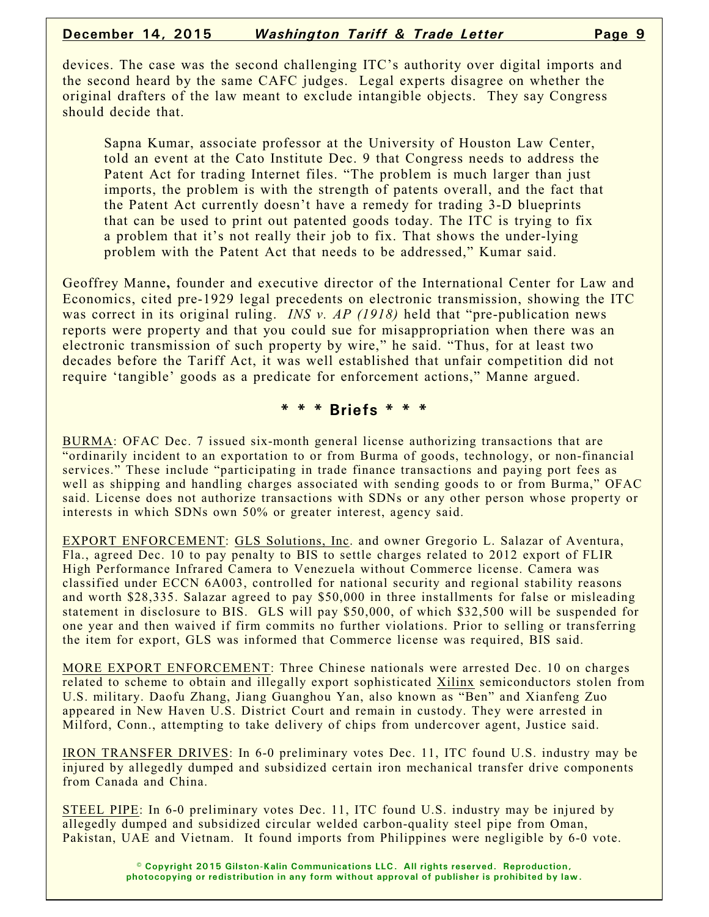devices. The case was the second challenging ITC's authority over digital imports and the second heard by the same CAFC judges. Legal experts disagree on whether the original drafters of the law meant to exclude intangible objects. They say Congress should decide that.

> Sapna Kumar, associate professor at the University of Houston Law Center, told an event at the Cato Institute Dec. 9 that Congress needs to address the Patent Act for trading Internet files. "The problem is much larger than just imports, the problem is with the strength of patents overall, and the fact that the Patent Act currently doesn't have a remedy for trading 3-D blueprints that can be used to print out patented goods today. The ITC is trying to fix a problem that it's not really their job to fix. That shows the under-lying problem with the Patent Act that needs to be addressed," Kumar said.

Geoffrey Manne**,** founder and executive director of the International Center for Law and Economics, cited pre-1929 legal precedents on electronic transmission, showing the ITC was correct in its original ruling. *INS v. AP (1918)* held that "pre-publication news reports were property and that you could sue for misappropriation when there was an electronic transmission of such property by wire," he said. "Thus, for at least two decades before the Tariff Act, it was well established that unfair competition did not require 'tangible' goods as a predicate for enforcement actions," Manne argued.

## * * * Briefs * * *

BURMA: OFAC Dec. 7 issued six-month general license authorizing transactions that are "ordinarily incident to an exportation to or from Burma of goods, technology, or non-financial services." These include "participating in trade finance transactions and paying port fees as well as shipping and handling charges associated with sending goods to or from Burma," OFAC said. License does not authorize transactions with SDNs or any other person whose property or interests in which SDNs own 50% or greater interest, agency said.

EXPORT ENFORCEMENT: GLS Solutions, Inc. and owner Gregorio L. Salazar of Aventura, Fla., agreed Dec. 10 to pay penalty to BIS to settle charges related to 2012 export of FLIR High Performance Infrared Camera to Venezuela without Commerce license. Camera was classified under ECCN 6A003, controlled for national security and regional stability reasons and worth $28,335. Salazar agreed to pay $50,000 in three installments for false or misleading statement in disclosure to BIS. GLS will pay $50,000, of which $32,500 will be suspended for one year and then waived if firm commits no further violations. Prior to selling or transferring the item for export, GLS was informed that Commerce license was required, BIS said.

MORE EXPORT ENFORCEMENT: Three Chinese nationals were arrested Dec. 10 on charges related to scheme to obtain and illegally export sophisticated Xilinx semiconductors stolen from U.S. military. Daofu Zhang, Jiang Guanghou Yan, also known as "Ben" and Xianfeng Zuo appeared in New Haven U.S. District Court and remain in custody. They were arrested in Milford, Conn., attempting to take delivery of chips from undercover agent, Justice said.

IRON TRANSFER DRIVES: In 6-0 preliminary votes Dec. 11, ITC found U.S. industry may be injured by allegedly dumped and subsidized certain iron mechanical transfer drive components from Canada and China.

STEEL PIPE: In 6-0 preliminary votes Dec. 11, ITC found U.S. industry may be injured by allegedly dumped and subsidized circular welded carbon-quality steel pipe from Oman, Pakistan, UAE and Vietnam. It found imports from Philippines were negligible by 6-0 vote.

© Copyright 2015 Gilston-Kalin Communications LLC. All rights reserved. Reproduction, photocopying or redistribution in any form without approval of publisher is prohibited by law.